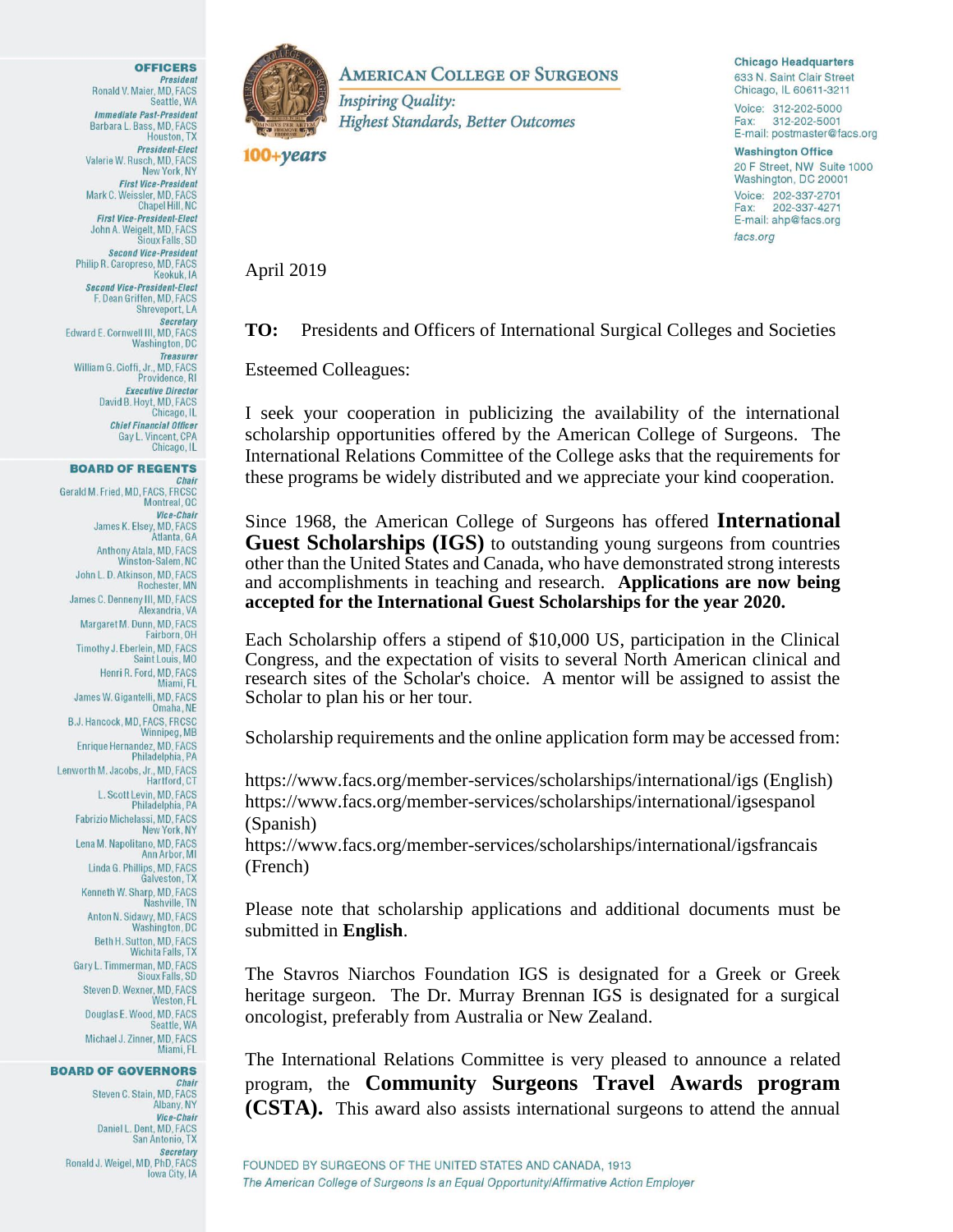# AMERICAN COLLEGE OF SURGEONS

*Inspiring Quality:*
*Highest Standards, Better Outcomes*

*100+years*

**Chicago Headquarters**
633 N. Saint Clair Street
Chicago, IL 60611-3211
Voice: 312-202-5000
Fax: 312-202-5001
E-mail: postmaster@facs.org

**Washington Office**
20 F Street, NW Suite 1000
Washington, DC 20001
Voice: 202-337-2701
Fax: 202-337-4271
E-mail: ahp@facs.org

*facs.org*

**OFFICERS**

*President*
Ronald V. Maier, MD, FACS
Seattle, WA

*Immediate Past-President*
Barbara L. Bass, MD, FACS
Houston, TX

*President-Elect*
Valerie W. Rusch, MD, FACS
New York, NY

*First Vice-President*
Mark C. Weissler, MD, FACS
Chapel Hill, NC

*First Vice-President-Elect*
John A. Weigelt, MD, FACS
Sioux Falls, SD

*Second Vice-President*
Philip R. Caropreso, MD, FACS
Keokuk, IA

*Second Vice-President-Elect*
F. Dean Griffen, MD, FACS
Shreveport, LA

*Secretary*
Edward E. Cornwell III, MD, FACS
Washington, DC

*Treasurer*
William G. Cioffi, Jr., MD, FACS
Providence, RI

*Executive Director*
David B. Hoyt, MD, FACS
Chicago, IL

*Chief Financial Officer*
Gay L. Vincent, CPA
Chicago, IL

**BOARD OF REGENTS**

*Chair*
Gerald M. Fried, MD, FACS, FRCSC
Montreal, QC

*Vice-Chair*
James K. Elsey, MD, FACS
Atlanta, GA

Anthony Atala, MD, FACS
Winston-Salem, NC

John L. D. Atkinson, MD, FACS
Rochester, MN

James C. Denneny III, MD, FACS
Alexandria, VA

Margaret M. Dunn, MD, FACS
Fairborn, OH

Timothy J. Eberlein, MD, FACS
Saint Louis, MO

Henri R. Ford, MD, FACS
Miami, FL

James W. Gigantelli, MD, FACS
Omaha, NE

B.J. Hancock, MD, FACS, FRCSC
Winnipeg, MB

Enrique Hernandez, MD, FACS
Philadelphia, PA

Lenworth M. Jacobs, Jr., MD, FACS
Hartford, CT

L. Scott Levin, MD, FACS
Philadelphia, PA

Fabrizio Michelassi, MD, FACS
New York, NY

Lena M. Napolitano, MD, FACS
Ann Arbor, MI

Linda G. Phillips, MD, FACS
Galveston, TX

Kenneth W. Sharp, MD, FACS
Nashville, TN

Anton N. Sidawy, MD, FACS
Washington, DC

Beth H. Sutton, MD, FACS
Wichita Falls, TX

Gary L. Timmerman, MD, FACS
Sioux Falls, SD

Steven D. Wexner, MD, FACS
Weston, FL

Douglas E. Wood, MD, FACS
Seattle, WA

Michael J. Zinner, MD, FACS
Miami, FL

**BOARD OF GOVERNORS**

*Chair*
Steven C. Stain, MD, FACS
Albany, NY

*Vice-Chair*
Daniel L. Dent, MD, FACS
San Antonio, TX

*Secretary*
Ronald J. Weigel, MD, PhD, FACS
Iowa City, IA

April 2019

**TO:** Presidents and Officers of International Surgical Colleges and Societies

Esteemed Colleagues:

I seek your cooperation in publicizing the availability of the international scholarship opportunities offered by the American College of Surgeons. The International Relations Committee of the College asks that the requirements for these programs be widely distributed and we appreciate your kind cooperation.

Since 1968, the American College of Surgeons has offered **International Guest Scholarships (IGS)** to outstanding young surgeons from countries other than the United States and Canada, who have demonstrated strong interests and accomplishments in teaching and research. **Applications are now being accepted for the International Guest Scholarships for the year 2020.**

Each Scholarship offers a stipend of $10,000 US, participation in the Clinical Congress, and the expectation of visits to several North American clinical and research sites of the Scholar's choice. A mentor will be assigned to assist the Scholar to plan his or her tour.

Scholarship requirements and the online application form may be accessed from:

https://www.facs.org/member-services/scholarships/international/igs (English)
https://www.facs.org/member-services/scholarships/international/igsespanol (Spanish)
https://www.facs.org/member-services/scholarships/international/igsfrancais (French)

Please note that scholarship applications and additional documents must be submitted in **English**.

The Stavros Niarchos Foundation IGS is designated for a Greek or Greek heritage surgeon. The Dr. Murray Brennan IGS is designated for a surgical oncologist, preferably from Australia or New Zealand.

The International Relations Committee is very pleased to announce a related program, the **Community Surgeons Travel Awards program (CSTA).** This award also assists international surgeons to attend the annual

FOUNDED BY SURGEONS OF THE UNITED STATES AND CANADA, 1913
*The American College of Surgeons Is an Equal Opportunity/Affirmative Action Employer*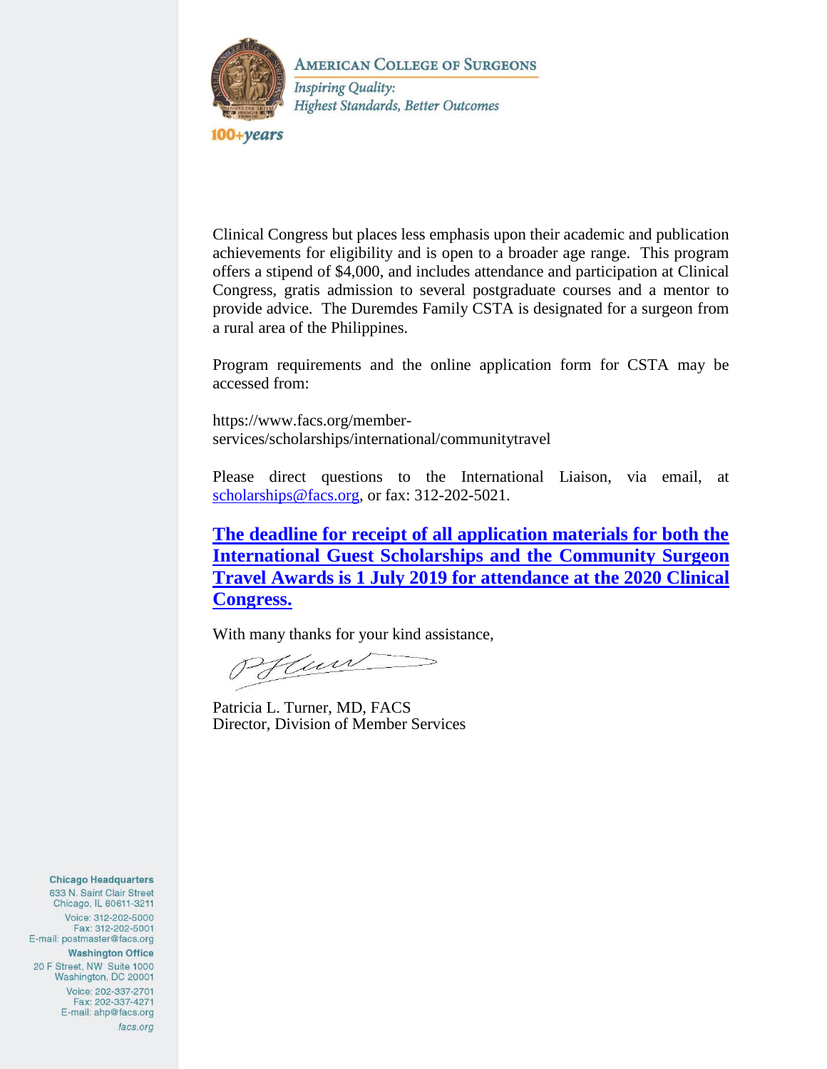Clinical Congress but places less emphasis upon their academic and publication achievements for eligibility and is open to a broader age range. This program offers a stipend of $4,000, and includes attendance and participation at Clinical Congress, gratis admission to several postgraduate courses and a mentor to provide advice. The Duremdes Family CSTA is designated for a surgeon from a rural area of the Philippines.

Program requirements and the online application form for CSTA may be accessed from:

https://www.facs.org/member-services/scholarships/international/communitytravel

Please direct questions to the International Liaison, via email, at scholarships@facs.org, or fax: 312-202-5021.

**The deadline for receipt of all application materials for both the International Guest Scholarships and the Community Surgeon Travel Awards is 1 July 2019 for attendance at the 2020 Clinical Congress.**

With many thanks for your kind assistance,

Patricia L. Turner, MD, FACS
Director, Division of Member Services